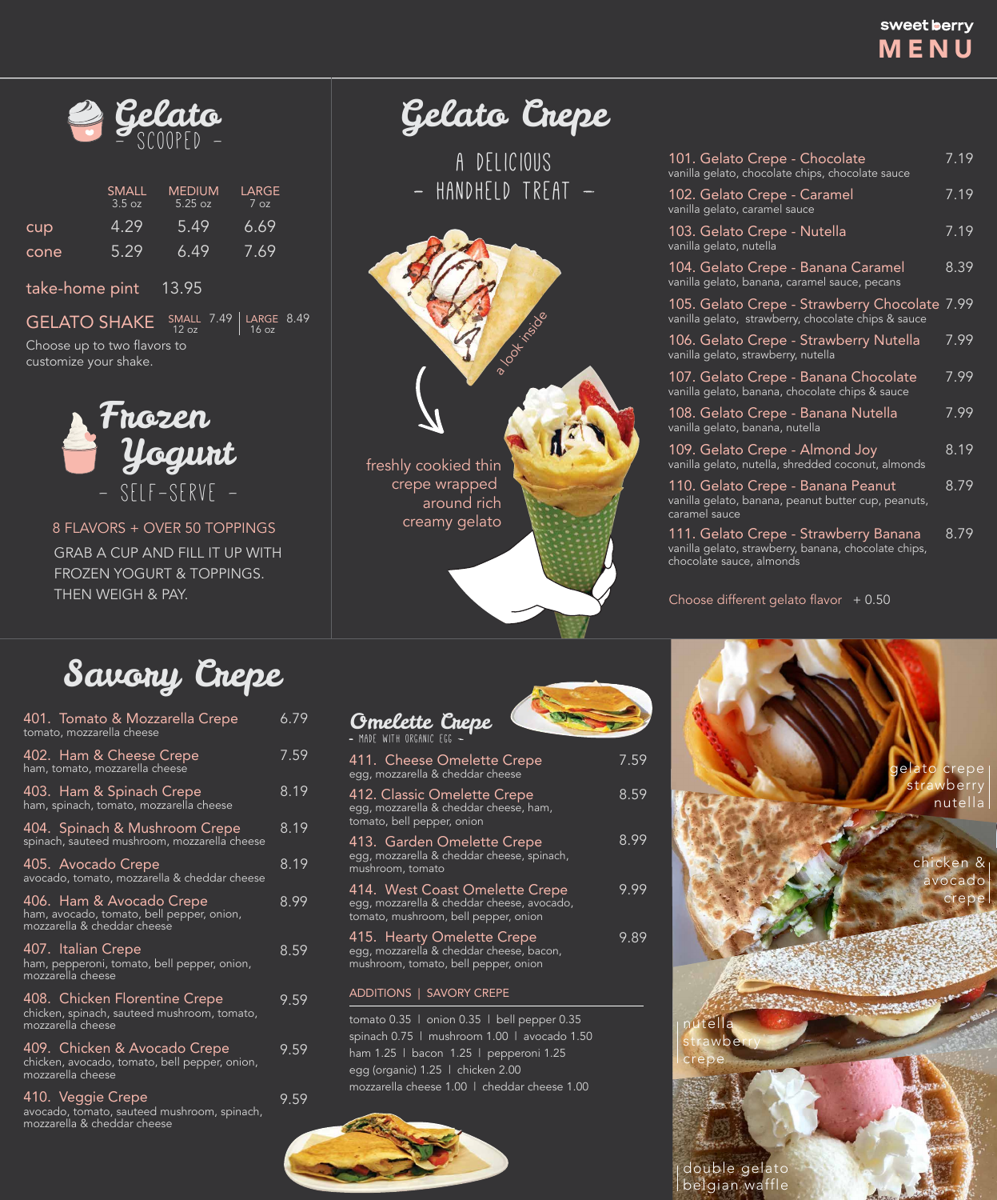sweet berry

# MENU

## Gelato

– SCOOPED –

| | SMALL 3.5 oz | MEDIUM 5.25 oz | LARGE 7 oz |
|---|---|---|---|
| cup | 4.29 | 5.49 | 6.69 |
| cone | 5.29 | 6.49 | 7.69 |

take-home pint 13.95

GELATO SHAKE — SMALL 12 oz 7.49 | LARGE 16 oz 8.49

Choose up to two flavors to customize your shake.

## Frozen Yogurt

– SELF-SERVE –

8 FLAVORS + OVER 50 TOPPINGS

GRAB A CUP AND FILL IT UP WITH FROZEN YOGURT & TOPPINGS. THEN WEIGH & PAY.

## Gelato Crepe

A DELICIOUS – HANDHELD TREAT –

a look inside

freshly cookied thin crepe wrapped around rich creamy gelato

| Item | Price |
|---|---|
| 101. Gelato Crepe - Chocolate<br>vanilla gelato, chocolate chips, chocolate sauce | 7.19 |
| 102. Gelato Crepe - Caramel<br>vanilla gelato, caramel sauce | 7.19 |
| 103. Gelato Crepe - Nutella<br>vanilla gelato, nutella | 7.19 |
| 104. Gelato Crepe - Banana Caramel<br>vanilla gelato, banana, caramel sauce, pecans | 8.39 |
| 105. Gelato Crepe - Strawberry Chocolate<br>vanilla gelato, strawberry, chocolate chips & sauce | 7.99 |
| 106. Gelato Crepe - Strawberry Nutella<br>vanilla gelato, strawberry, nutella | 7.99 |
| 107. Gelato Crepe - Banana Chocolate<br>vanilla gelato, banana, chocolate chips & sauce | 7.99 |
| 108. Gelato Crepe - Banana Nutella<br>vanilla gelato, banana, nutella | 7.99 |
| 109. Gelato Crepe - Almond Joy<br>vanilla gelato, nutella, shredded coconut, almonds | 8.19 |
| 110. Gelato Crepe - Banana Peanut<br>vanilla gelato, banana, peanut butter cup, peanuts, caramel sauce | 8.79 |
| 111. Gelato Crepe - Strawberry Banana<br>vanilla gelato, strawberry, banana, chocolate chips, chocolate sauce, almonds | 8.79 |

Choose different gelato flavor + 0.50

## Savory Crepe

| Item | Price |
|---|---|
| 401. Tomato & Mozzarella Crepe<br>tomato, mozzarella cheese | 6.79 |
| 402. Ham & Cheese Crepe<br>ham, tomato, mozzarella cheese | 7.59 |
| 403. Ham & Spinach Crepe<br>ham, spinach, tomato, mozzarella cheese | 8.19 |
| 404. Spinach & Mushroom Crepe<br>spinach, sauteed mushroom, mozzarella cheese | 8.19 |
| 405. Avocado Crepe<br>avocado, tomato, mozzarella & cheddar cheese | 8.19 |
| 406. Ham & Avocado Crepe<br>ham, avocado, tomato, bell pepper, onion, mozzarella & cheddar cheese | 8.99 |
| 407. Italian Crepe<br>ham, pepperoni, tomato, bell pepper, onion, mozzarella cheese | 8.59 |
| 408. Chicken Florentine Crepe<br>chicken, spinach, sauteed mushroom, tomato, mozzarella cheese | 9.59 |
| 409. Chicken & Avocado Crepe<br>chicken, avocado, tomato, bell pepper, onion, mozzarella cheese | 9.59 |
| 410. Veggie Crepe<br>avocado, tomato, sauteed mushroom, spinach, mozzarella & cheddar cheese | 9.59 |

## Omelette Crepe

– MADE WITH ORGANIC EGG –

| Item | Price |
|---|---|
| 411. Cheese Omelette Crepe<br>egg, mozzarella & cheddar cheese | 7.59 |
| 412. Classic Omelette Crepe<br>egg, mozzarella & cheddar cheese, ham, tomato, bell pepper, onion | 8.59 |
| 413. Garden Omelette Crepe<br>egg, mozzarella & cheddar cheese, spinach, mushroom, tomato | 8.99 |
| 414. West Coast Omelette Crepe<br>egg, mozzarella & cheddar cheese, avocado, tomato, mushroom, bell pepper, onion | 9.99 |
| 415. Hearty Omelette Crepe<br>egg, mozzarella & cheddar cheese, bacon, mushroom, tomato, bell pepper, onion | 9.89 |

ADDITIONS | SAVORY CREPE

tomato 0.35 | onion 0.35 | bell pepper 0.35
spinach 0.75 | mushroom 1.00 | avocado 1.50
ham 1.25 | bacon 1.25 | pepperoni 1.25
egg (organic) 1.25 | chicken 2.00
mozzarella cheese 1.00 | cheddar cheese 1.00

gelato crepe strawberry nutella

chicken & avocado crepe

nutella strawberry crepe

double gelato belgian waffle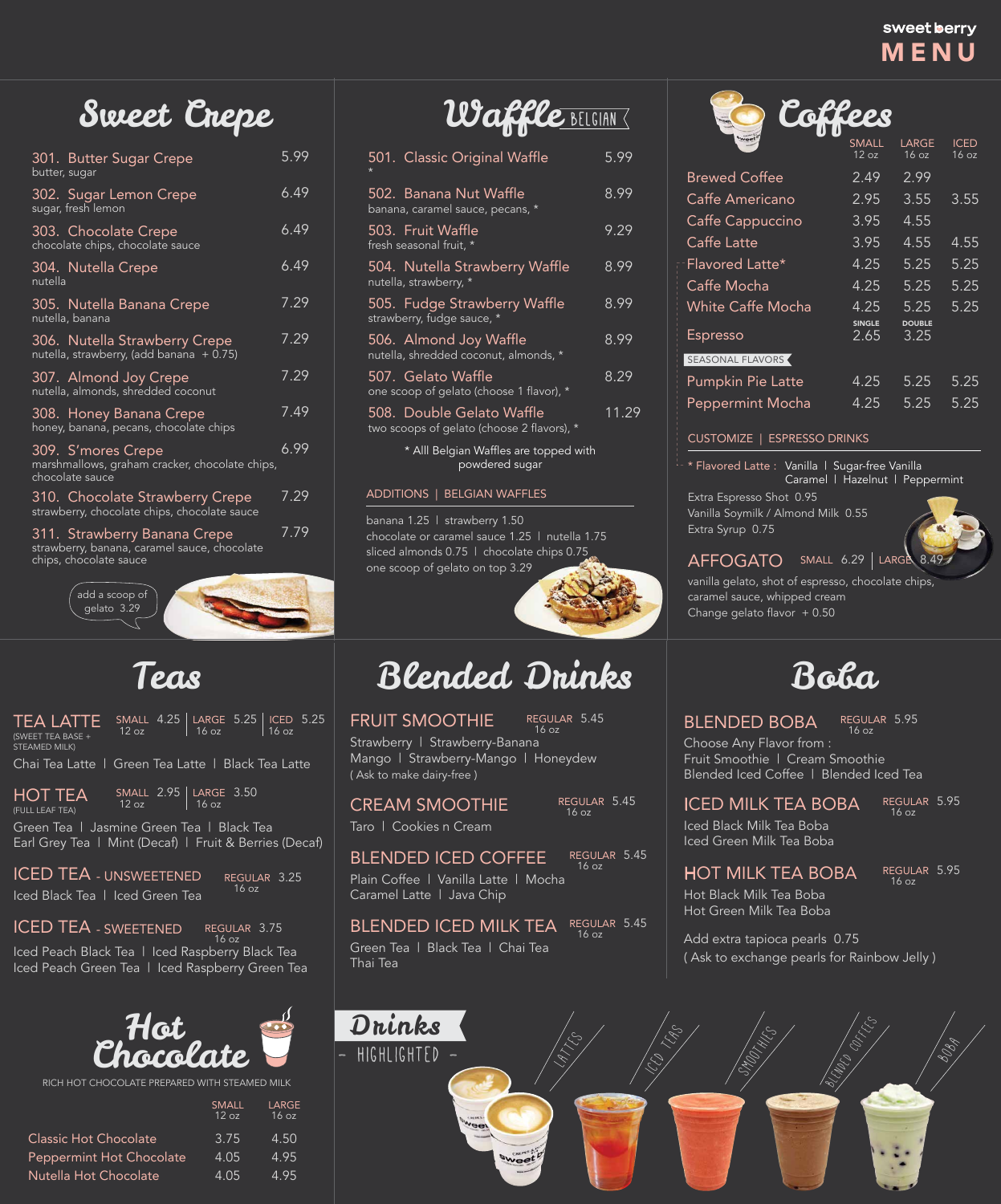sweet berry
MENU

# Sweet Crepe

| | |
|---|---|
| **301. Butter Sugar Crepe** butter, sugar | 5.99 |
| **302. Sugar Lemon Crepe** sugar, fresh lemon | 6.49 |
| **303. Chocolate Crepe** chocolate chips, chocolate sauce | 6.49 |
| **304. Nutella Crepe** nutella | 6.49 |
| **305. Nutella Banana Crepe** nutella, banana | 7.29 |
| **306. Nutella Strawberry Crepe** nutella, strawberry, (add banana + 0.75) | 7.29 |
| **307. Almond Joy Crepe** nutella, almonds, shredded coconut | 7.29 |
| **308. Honey Banana Crepe** honey, banana, pecans, chocolate chips | 7.49 |
| **309. S'mores Crepe** marshmallows, graham cracker, chocolate chips, chocolate sauce | 6.99 |
| **310. Chocolate Strawberry Crepe** strawberry, chocolate chips, chocolate sauce | 7.29 |
| **311. Strawberry Banana Crepe** strawberry, banana, caramel sauce, chocolate chips, chocolate sauce | 7.79 |

add a scoop of gelato 3.29

# Waffle BELGIAN

| | |
|---|---|
| **501. Classic Original Waffle** * | 5.99 |
| **502. Banana Nut Waffle** banana, caramel sauce, pecans, * | 8.99 |
| **503. Fruit Waffle** fresh seasonal fruit, * | 9.29 |
| **504. Nutella Strawberry Waffle** nutella, strawberry, * | 8.99 |
| **505. Fudge Strawberry Waffle** strawberry, fudge sauce, * | 8.99 |
| **506. Almond Joy Waffle** nutella, shredded coconut, almonds, * | 8.99 |
| **507. Gelato Waffle** one scoop of gelato (choose 1 flavor), * | 8.29 |
| **508. Double Gelato Waffle** two scoops of gelato (choose 2 flavors), * | 11.29 |

* Alll Belgian Waffles are topped with powdered sugar

ADDITIONS | BELGIAN WAFFLES

banana 1.25 | strawberry 1.50
chocolate or caramel sauce 1.25 | nutella 1.75
sliced almonds 0.75 | chocolate chips 0.75
one scoop of gelato on top 3.29

# Coffees

| | SMALL 12 oz | LARGE 16 oz | ICED 16 oz |
|---|---|---|---|
| Brewed Coffee | 2.49 | 2.99 | |
| Caffe Americano | 2.95 | 3.55 | 3.55 |
| Caffe Cappuccino | 3.95 | 4.55 | |
| Caffe Latte | 3.95 | 4.55 | 4.55 |
| Flavored Latte* | 4.25 | 5.25 | 5.25 |
| Caffe Mocha | 4.25 | 5.25 | 5.25 |
| White Caffe Mocha | 4.25 | 5.25 | 5.25 |
| Espresso | SINGLE 2.65 | DOUBLE 3.25 | |
| **SEASONAL FLAVORS** | | | |
| Pumpkin Pie Latte | 4.25 | 5.25 | 5.25 |
| Peppermint Mocha | 4.25 | 5.25 | 5.25 |

CUSTOMIZE | ESPRESSO DRINKS

* Flavored Latte : Vanilla | Sugar-free Vanilla | Caramel | Hazelnut | Peppermint

Extra Espresso Shot 0.95
Vanilla Soymilk / Almond Milk 0.55
Extra Syrup 0.75

**AFFOGATO** SMALL 6.29 | LARGE 8.49
vanilla gelato, shot of espresso, chocolate chips, caramel sauce, whipped cream
Change gelato flavor + 0.50

# Teas

**TEA LATTE** (SWEET TEA BASE + STEAMED MILK) — SMALL 12 oz 4.25 | LARGE 16 oz 5.25 | ICED 16 oz 5.25
Chai Tea Latte | Green Tea Latte | Black Tea Latte

**HOT TEA** (FULL LEAF TEA) — SMALL 12 oz 2.95 | LARGE 16 oz 3.50
Green Tea | Jasmine Green Tea | Black Tea
Earl Grey Tea | Mint (Decaf) | Fruit & Berries (Decaf)

**ICED TEA - UNSWEETENED** — REGULAR 16 oz 3.25
Iced Black Tea | Iced Green Tea

**ICED TEA - SWEETENED** — REGULAR 16 oz 3.75
Iced Peach Black Tea | Iced Raspberry Black Tea
Iced Peach Green Tea | Iced Raspberry Green Tea

# Blended Drinks

**FRUIT SMOOTHIE** — REGULAR 16 oz 5.45
Strawberry | Strawberry-Banana
Mango | Strawberry-Mango | Honeydew
( Ask to make dairy-free )

**CREAM SMOOTHIE** — REGULAR 16 oz 5.45
Taro | Cookies n Cream

**BLENDED ICED COFFEE** — REGULAR 16 oz 5.45
Plain Coffee | Vanilla Latte | Mocha
Caramel Latte | Java Chip

**BLENDED ICED MILK TEA** — REGULAR 16 oz 5.45
Green Tea | Black Tea | Chai Tea
Thai Tea

# Boba

**BLENDED BOBA** — REGULAR 16 oz 5.95
Choose Any Flavor from :
Fruit Smoothie | Cream Smoothie
Blended Iced Coffee | Blended Iced Tea

**ICED MILK TEA BOBA** — REGULAR 16 oz 5.95
Iced Black Milk Tea Boba
Iced Green Milk Tea Boba

**HOT MILK TEA BOBA** — REGULAR 16 oz 5.95
Hot Black Milk Tea Boba
Hot Green Milk Tea Boba

Add extra tapioca pearls 0.75
( Ask to exchange pearls for Rainbow Jelly )

# Hot Chocolate

RICH HOT CHOCOLATE PREPARED WITH STEAMED MILK

| | SMALL 12 oz | LARGE 16 oz |
|---|---|---|
| Classic Hot Chocolate | 3.75 | 4.50 |
| Peppermint Hot Chocolate | 4.05 | 4.95 |
| Nutella Hot Chocolate | 4.05 | 4.95 |

# Drinks

– HIGHLIGHTED –

LATTES | ICED TEAS | SMOOTHIES | BLENDED COFFEES | BOBA